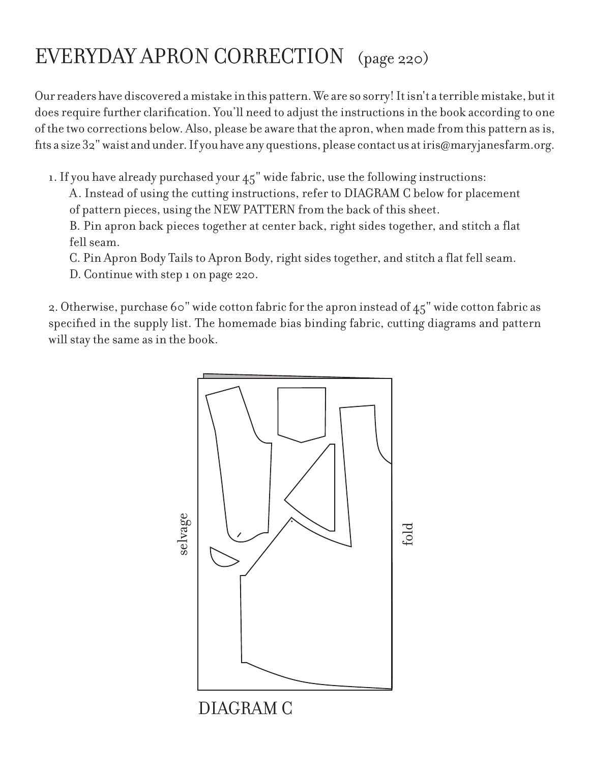# EVERYDAY APRON CORRECTION (page 220)

Our readers have discovered a mistake in this pattern. We are so sorry! It isn't a terrible mistake, but it does require further clarification. You'll need to adjust the instructions in the book according to one of the two corrections below. Also, please be aware that the apron, when made from this pattern as is, fits a size 32" waist and under. If you have any questions, please contact us at iris@maryjanesfarm.org.

1. If you have already purchased your 45" wide fabric, use the following instructions:
   A. Instead of using the cutting instructions, refer to DIAGRAM C below for placement of pattern pieces, using the NEW PATTERN from the back of this sheet.
   B. Pin apron back pieces together at center back, right sides together, and stitch a flat fell seam.
   C. Pin Apron Body Tails to Apron Body, right sides together, and stitch a flat fell seam.
   D. Continue with step 1 on page 220.

2. Otherwise, purchase 60" wide cotton fabric for the apron instead of 45" wide cotton fabric as specified in the supply list. The homemade bias binding fabric, cutting diagrams and pattern will stay the same as in the book.

selvage

fold

DIAGRAM C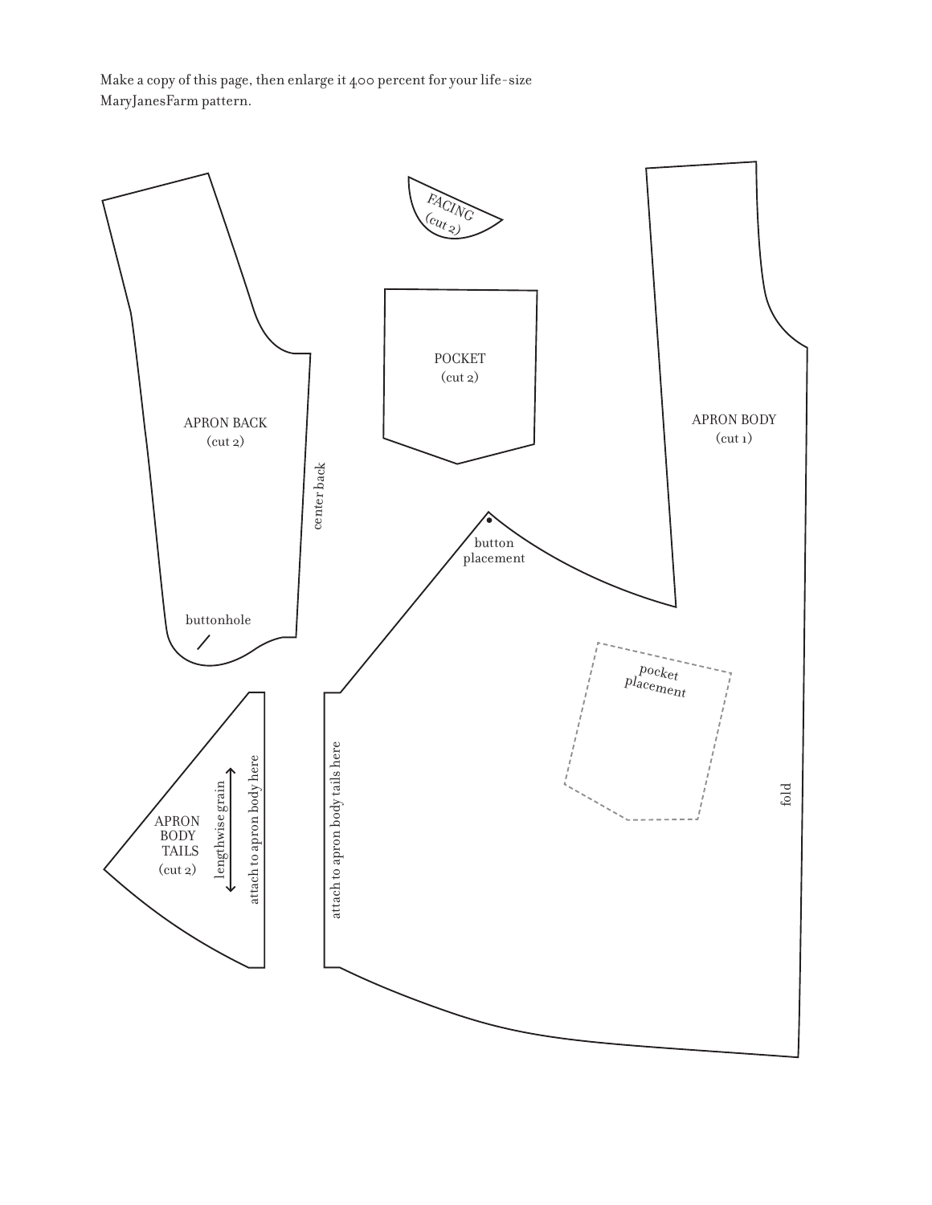Make a copy of this page, then enlarge it 400 percent for your life-size MaryJanesFarm pattern.

APRON BACK
(cut 2)

center back

buttonhole

FACING
(cut 2)

POCKET
(cut 2)

button placement

APRON BODY
(cut 1)

pocket placement

fold

attach to apron body tails here

APRON BODY TAILS
(cut 2)

lengthwise grain

attach to apron body here